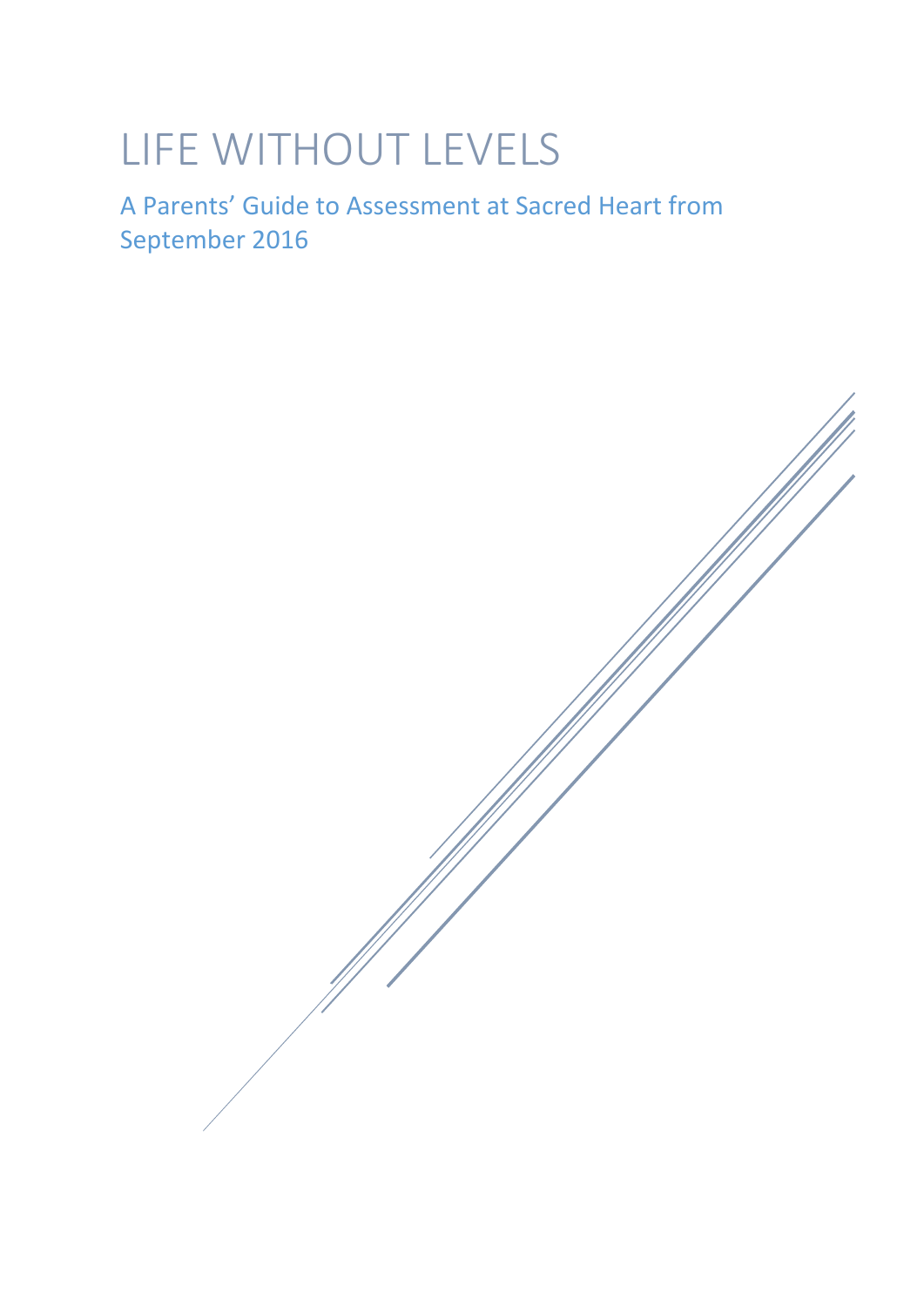# LIFE WITHOUT LEVELS

## A Parents' Guide to Assessment at Sacred Heart from September 2016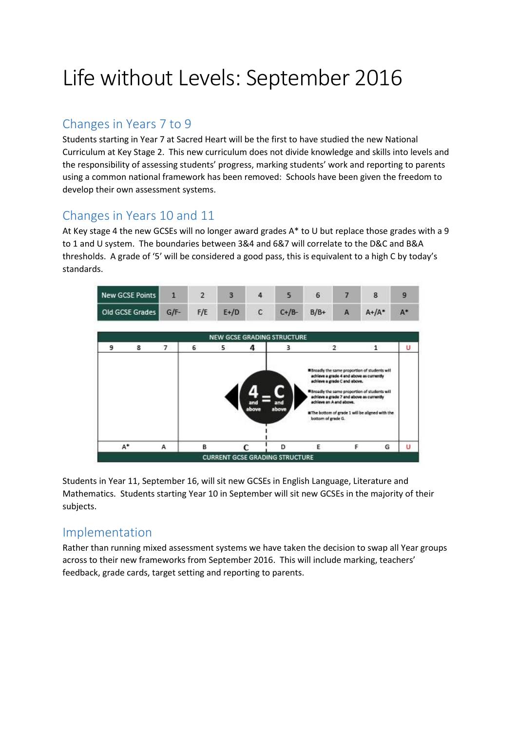# Life without Levels: September 2016

## Changes in Years 7 to 9

Students starting in Year 7 at Sacred Heart will be the first to have studied the new National Curriculum at Key Stage 2. This new curriculum does not divide knowledge and skills into levels and the responsibility of assessing students' progress, marking students' work and reporting to parents using a common national framework has been removed: Schools have been given the freedom to develop their own assessment systems.

## Changes in Years 10 and 11

At Key stage 4 the new GCSEs will no longer award grades A* to U but replace those grades with a 9 to 1 and U system. The boundaries between 3&4 and 6&7 will correlate to the D&C and B&A thresholds. A grade of '5' will be considered a good pass, this is equivalent to a high C by today's standards.

| New GCSE Points | 1 | 2 | 3 | 4 | 5 | 6 | 7 | 8 | 9 |
|---|---|---|---|---|---|---|---|---|---|
| Old GCSE Grades | G/F- | F/E | E+/D | C | C+/B- | B/B+ | A | A+/A* | A* |

NEW GCSE GRADING STRUCTURE

| 9 | 8 | 7 | 6 | 5 | 4 | 3 | 2 | 1 | U |
|---|---|---|---|---|---|---|---|---|---|
| A* | A | | B | C | | D | E | F G | U |

CURRENT GCSE GRADING STRUCTURE

4 and above = C and above

- Broadly the same proportion of students will achieve a grade 4 and above as currently achieve a grade C and above.
- Broadly the same proportion of students will achieve a grade 7 and above as currently achieve an A and above.
- The bottom of grade 1 will be aligned with the bottom of grade G.

Students in Year 11, September 16, will sit new GCSEs in English Language, Literature and Mathematics. Students starting Year 10 in September will sit new GCSEs in the majority of their subjects.

## Implementation

Rather than running mixed assessment systems we have taken the decision to swap all Year groups across to their new frameworks from September 2016. This will include marking, teachers' feedback, grade cards, target setting and reporting to parents.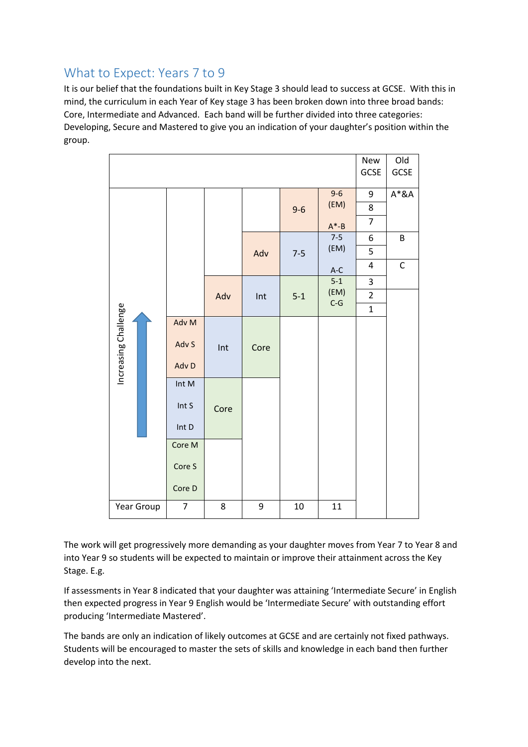## What to Expect: Years 7 to 9

It is our belief that the foundations built in Key Stage 3 should lead to success at GCSE. With this in mind, the curriculum in each Year of Key stage 3 has been broken down into three broad bands: Core, Intermediate and Advanced. Each band will be further divided into three categories: Developing, Secure and Mastered to give you an indication of your daughter's position within the group.

| Increasing Challenge | 7 | 8 | 9 | 10 | 11 | New GCSE | Old GCSE |
|---|---|---|---|---|---|---|---|
| | | | | 9-6 | 9-6 (EM) A*-B | 9 | A*&A |
| | | | | | | 8 | |
| | | | | | | 7 | |
| | | | Adv | 7-5 | 7-5 (EM) A-C | 6 | B |
| | | | | | | 5 | |
| | | | | | | 4 | C |
| | | Adv | Int | 5-1 | 5-1 (EM) C-G | 3 | |
| | | | | | | 2 | |
| | | | | | | 1 | |
| | Adv M | Int | Core | | | | |
| | Adv S | | | | | | |
| | Adv D | | | | | | |
| | Int M | Core | | | | | |
| | Int S | | | | | | |
| | Int D | | | | | | |
| | Core M | | | | | | |
| | Core S | | | | | | |
| | Core D | | | | | | |
| Year Group | 7 | 8 | 9 | 10 | 11 | | |

The work will get progressively more demanding as your daughter moves from Year 7 to Year 8 and into Year 9 so students will be expected to maintain or improve their attainment across the Key Stage. E.g.

If assessments in Year 8 indicated that your daughter was attaining 'Intermediate Secure' in English then expected progress in Year 9 English would be 'Intermediate Secure' with outstanding effort producing 'Intermediate Mastered'.

The bands are only an indication of likely outcomes at GCSE and are certainly not fixed pathways. Students will be encouraged to master the sets of skills and knowledge in each band then further develop into the next.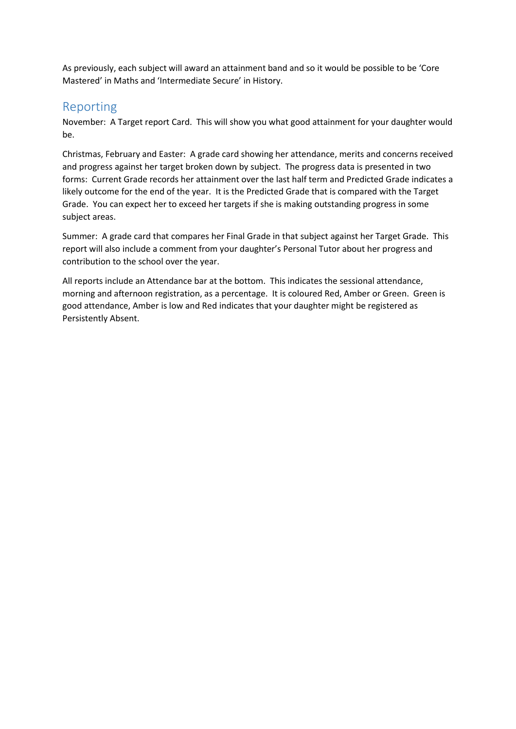As previously, each subject will award an attainment band and so it would be possible to be 'Core Mastered' in Maths and 'Intermediate Secure' in History.

## Reporting

November: A Target report Card. This will show you what good attainment for your daughter would be.

Christmas, February and Easter: A grade card showing her attendance, merits and concerns received and progress against her target broken down by subject. The progress data is presented in two forms: Current Grade records her attainment over the last half term and Predicted Grade indicates a likely outcome for the end of the year. It is the Predicted Grade that is compared with the Target Grade. You can expect her to exceed her targets if she is making outstanding progress in some subject areas.

Summer: A grade card that compares her Final Grade in that subject against her Target Grade. This report will also include a comment from your daughter's Personal Tutor about her progress and contribution to the school over the year.

All reports include an Attendance bar at the bottom. This indicates the sessional attendance, morning and afternoon registration, as a percentage. It is coloured Red, Amber or Green. Green is good attendance, Amber is low and Red indicates that your daughter might be registered as Persistently Absent.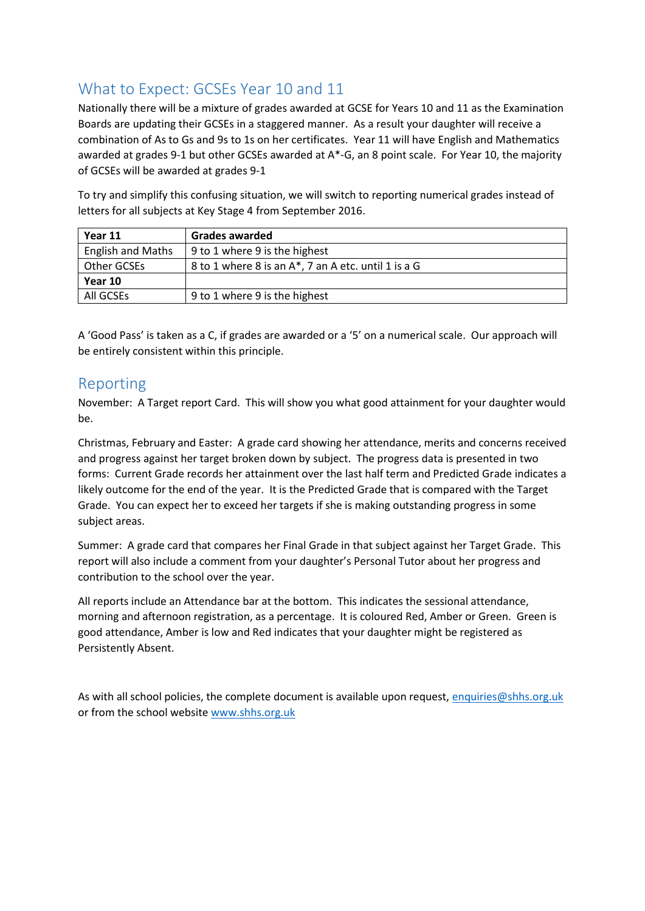## What to Expect: GCSEs Year 10 and 11

Nationally there will be a mixture of grades awarded at GCSE for Years 10 and 11 as the Examination Boards are updating their GCSEs in a staggered manner. As a result your daughter will receive a combination of As to Gs and 9s to 1s on her certificates. Year 11 will have English and Mathematics awarded at grades 9-1 but other GCSEs awarded at A*-G, an 8 point scale. For Year 10, the majority of GCSEs will be awarded at grades 9-1

To try and simplify this confusing situation, we will switch to reporting numerical grades instead of letters for all subjects at Key Stage 4 from September 2016.

| **Year 11** | **Grades awarded** |
|---|---|
| English and Maths | 9 to 1 where 9 is the highest |
| Other GCSEs | 8 to 1 where 8 is an A*, 7 an A etc. until 1 is a G |
| **Year 10** | |
| All GCSEs | 9 to 1 where 9 is the highest |

A 'Good Pass' is taken as a C, if grades are awarded or a '5' on a numerical scale. Our approach will be entirely consistent within this principle.

## Reporting

November: A Target report Card. This will show you what good attainment for your daughter would be.

Christmas, February and Easter: A grade card showing her attendance, merits and concerns received and progress against her target broken down by subject. The progress data is presented in two forms: Current Grade records her attainment over the last half term and Predicted Grade indicates a likely outcome for the end of the year. It is the Predicted Grade that is compared with the Target Grade. You can expect her to exceed her targets if she is making outstanding progress in some subject areas.

Summer: A grade card that compares her Final Grade in that subject against her Target Grade. This report will also include a comment from your daughter's Personal Tutor about her progress and contribution to the school over the year.

All reports include an Attendance bar at the bottom. This indicates the sessional attendance, morning and afternoon registration, as a percentage. It is coloured Red, Amber or Green. Green is good attendance, Amber is low and Red indicates that your daughter might be registered as Persistently Absent.

As with all school policies, the complete document is available upon request, enquiries@shhs.org.uk or from the school website www.shhs.org.uk